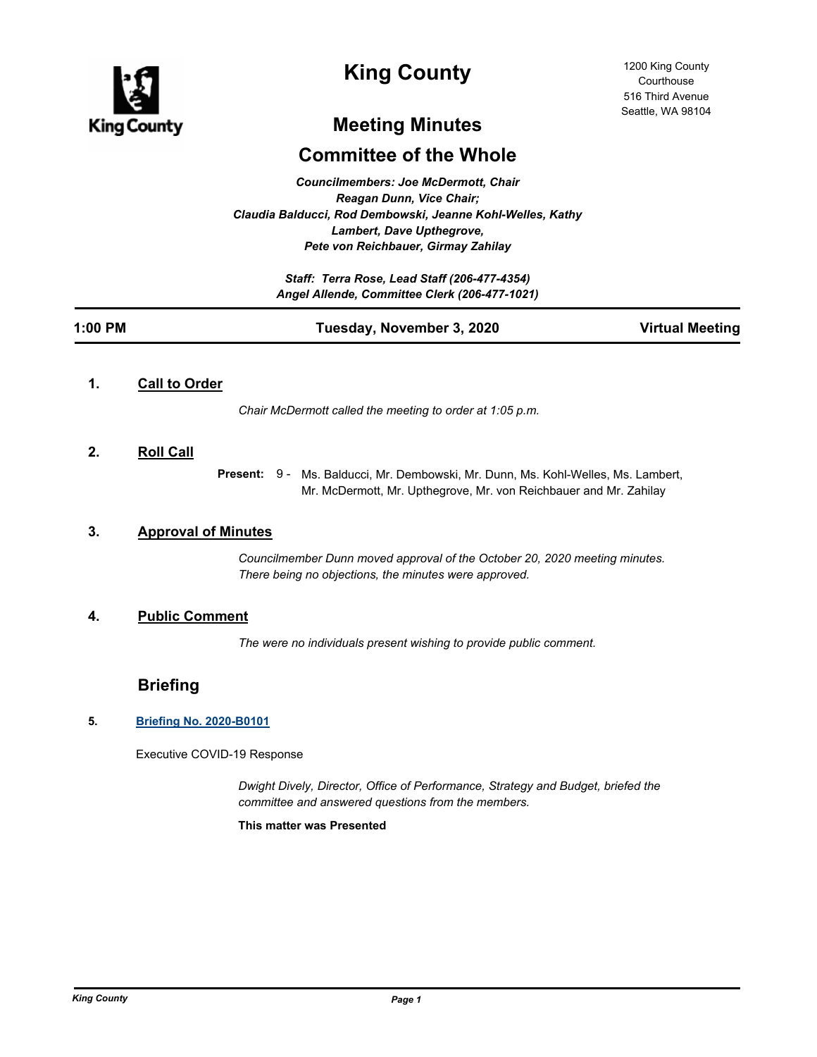# King County

1200 King County Courthouse
516 Third Avenue
Seattle, WA 98104

## Meeting Minutes

## Committee of the Whole

*Councilmembers: Joe McDermott, Chair*
*Reagan Dunn, Vice Chair;*
*Claudia Balducci, Rod Dembowski, Jeanne Kohl-Welles, Kathy Lambert, Dave Upthegrove, Pete von Reichbauer, Girmay Zahilay*

*Staff: Terra Rose, Lead Staff (206-477-4354)*
*Angel Allende, Committee Clerk (206-477-1021)*

**1:00 PM** | **Tuesday, November 3, 2020** | **Virtual Meeting**

### 1. Call to Order

*Chair McDermott called the meeting to order at 1:05 p.m.*

### 2. Roll Call

**Present:** 9 - Ms. Balducci, Mr. Dembowski, Mr. Dunn, Ms. Kohl-Welles, Ms. Lambert, Mr. McDermott, Mr. Upthegrove, Mr. von Reichbauer and Mr. Zahilay

### 3. Approval of Minutes

*Councilmember Dunn moved approval of the October 20, 2020 meeting minutes. There being no objections, the minutes were approved.*

### 4. Public Comment

*The were no individuals present wishing to provide public comment.*

## Briefing

### 5. Briefing No. 2020-B0101

Executive COVID-19 Response

*Dwight Dively, Director, Office of Performance, Strategy and Budget, briefed the committee and answered questions from the members.*

**This matter was Presented**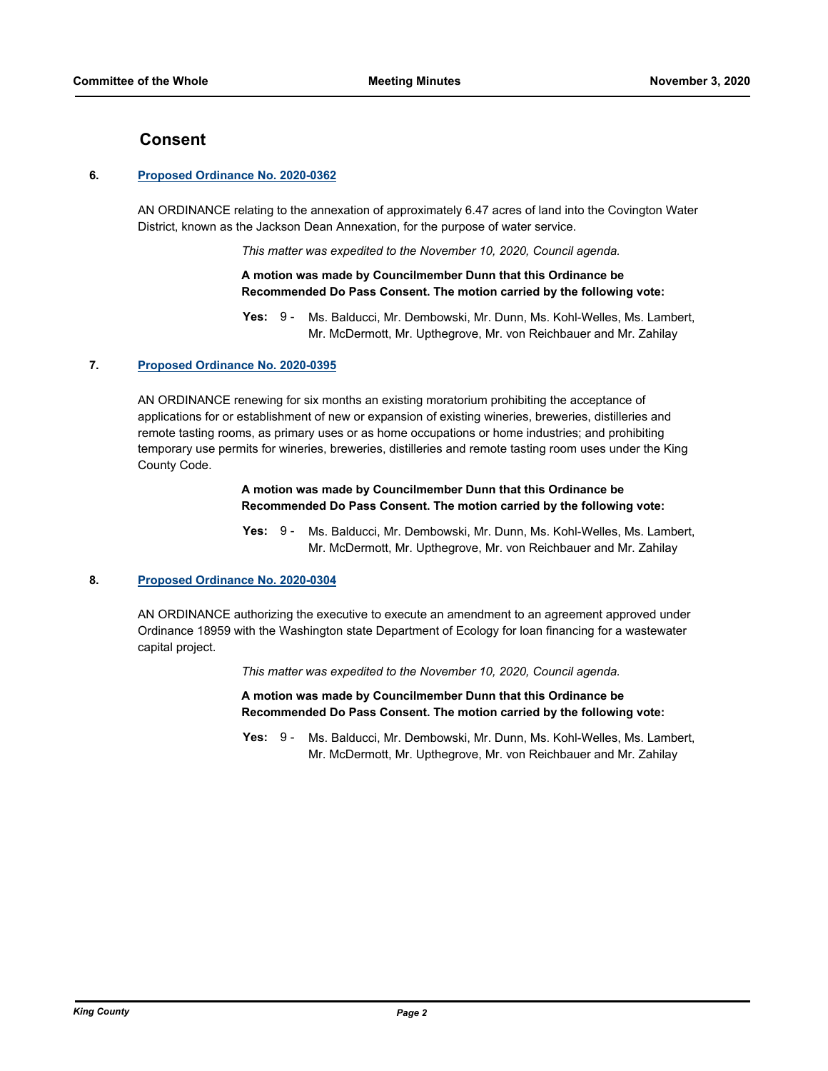## Consent

**6. Proposed Ordinance No. 2020-0362**

AN ORDINANCE relating to the annexation of approximately 6.47 acres of land into the Covington Water District, known as the Jackson Dean Annexation, for the purpose of water service.

*This matter was expedited to the November 10, 2020, Council agenda.*

**A motion was made by Councilmember Dunn that this Ordinance be Recommended Do Pass Consent. The motion carried by the following vote:**

**Yes:** 9 - Ms. Balducci, Mr. Dembowski, Mr. Dunn, Ms. Kohl-Welles, Ms. Lambert, Mr. McDermott, Mr. Upthegrove, Mr. von Reichbauer and Mr. Zahilay

**7. Proposed Ordinance No. 2020-0395**

AN ORDINANCE renewing for six months an existing moratorium prohibiting the acceptance of applications for or establishment of new or expansion of existing wineries, breweries, distilleries and remote tasting rooms, as primary uses or as home occupations or home industries; and prohibiting temporary use permits for wineries, breweries, distilleries and remote tasting room uses under the King County Code.

**A motion was made by Councilmember Dunn that this Ordinance be Recommended Do Pass Consent. The motion carried by the following vote:**

**Yes:** 9 - Ms. Balducci, Mr. Dembowski, Mr. Dunn, Ms. Kohl-Welles, Ms. Lambert, Mr. McDermott, Mr. Upthegrove, Mr. von Reichbauer and Mr. Zahilay

**8. Proposed Ordinance No. 2020-0304**

AN ORDINANCE authorizing the executive to execute an amendment to an agreement approved under Ordinance 18959 with the Washington state Department of Ecology for loan financing for a wastewater capital project.

*This matter was expedited to the November 10, 2020, Council agenda.*

**A motion was made by Councilmember Dunn that this Ordinance be Recommended Do Pass Consent. The motion carried by the following vote:**

**Yes:** 9 - Ms. Balducci, Mr. Dembowski, Mr. Dunn, Ms. Kohl-Welles, Ms. Lambert, Mr. McDermott, Mr. Upthegrove, Mr. von Reichbauer and Mr. Zahilay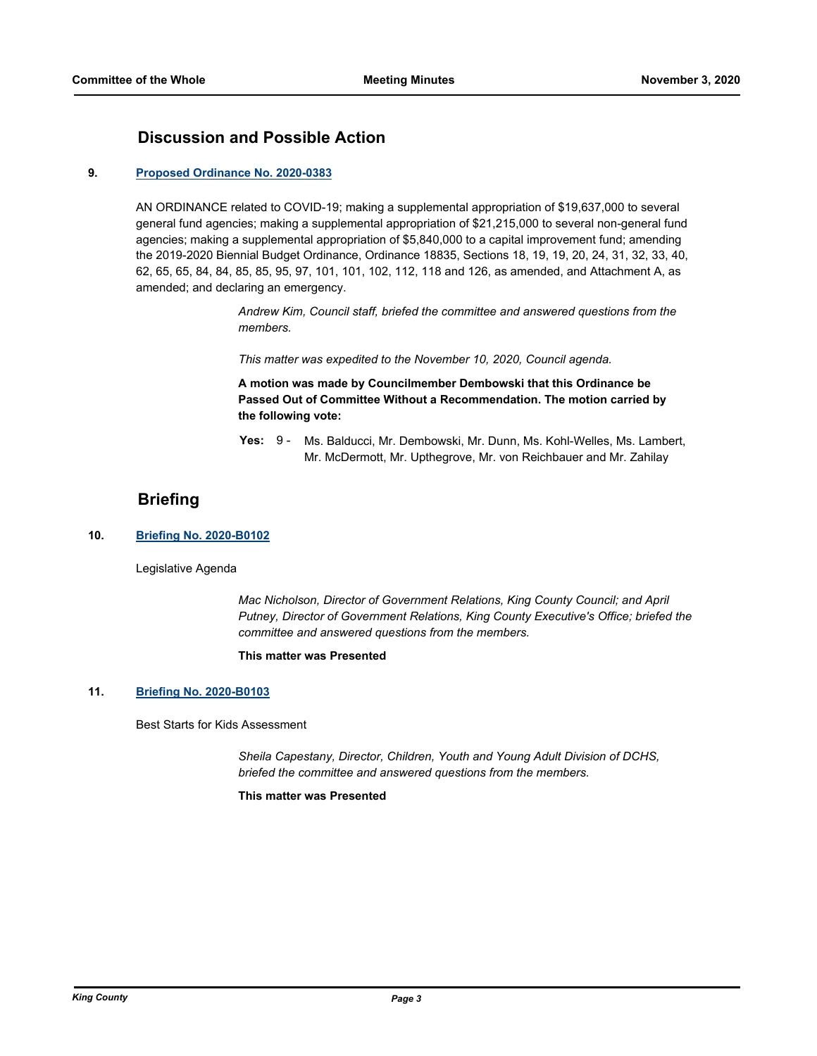## Discussion and Possible Action

### 9. Proposed Ordinance No. 2020-0383

AN ORDINANCE related to COVID-19; making a supplemental appropriation of $19,637,000 to several general fund agencies; making a supplemental appropriation of $21,215,000 to several non-general fund agencies; making a supplemental appropriation of $5,840,000 to a capital improvement fund; amending the 2019-2020 Biennial Budget Ordinance, Ordinance 18835, Sections 18, 19, 19, 20, 24, 31, 32, 33, 40, 62, 65, 65, 84, 84, 85, 85, 95, 97, 101, 101, 102, 112, 118 and 126, as amended, and Attachment A, as amended; and declaring an emergency.

*Andrew Kim, Council staff, briefed the committee and answered questions from the members.*

*This matter was expedited to the November 10, 2020, Council agenda.*

**A motion was made by Councilmember Dembowski that this Ordinance be Passed Out of Committee Without a Recommendation. The motion carried by the following vote:**

**Yes:** 9 - Ms. Balducci, Mr. Dembowski, Mr. Dunn, Ms. Kohl-Welles, Ms. Lambert, Mr. McDermott, Mr. Upthegrove, Mr. von Reichbauer and Mr. Zahilay

## Briefing

### 10. Briefing No. 2020-B0102

Legislative Agenda

*Mac Nicholson, Director of Government Relations, King County Council; and April Putney, Director of Government Relations, King County Executive's Office; briefed the committee and answered questions from the members.*

**This matter was Presented**

### 11. Briefing No. 2020-B0103

Best Starts for Kids Assessment

*Sheila Capestany, Director, Children, Youth and Young Adult Division of DCHS, briefed the committee and answered questions from the members.*

**This matter was Presented**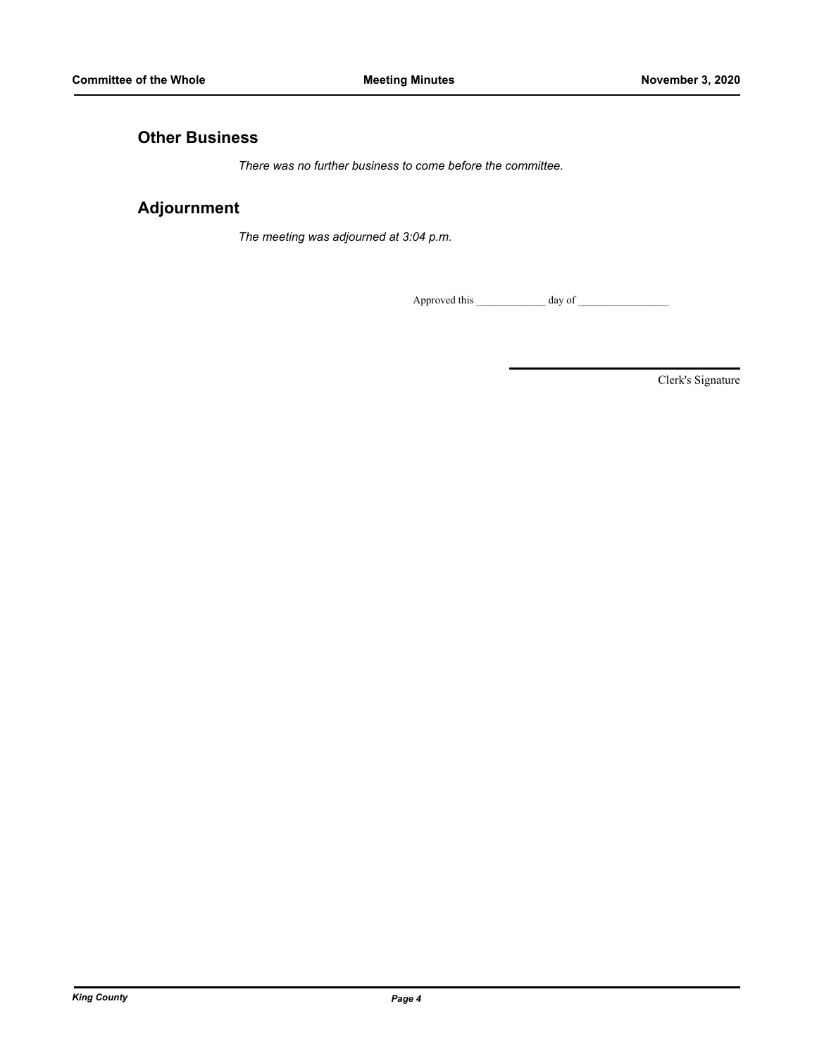## Other Business

*There was no further business to come before the committee.*

## Adjournment

*The meeting was adjourned at 3:04 p.m.*

Approved this _____________ day of _________________

Clerk's Signature